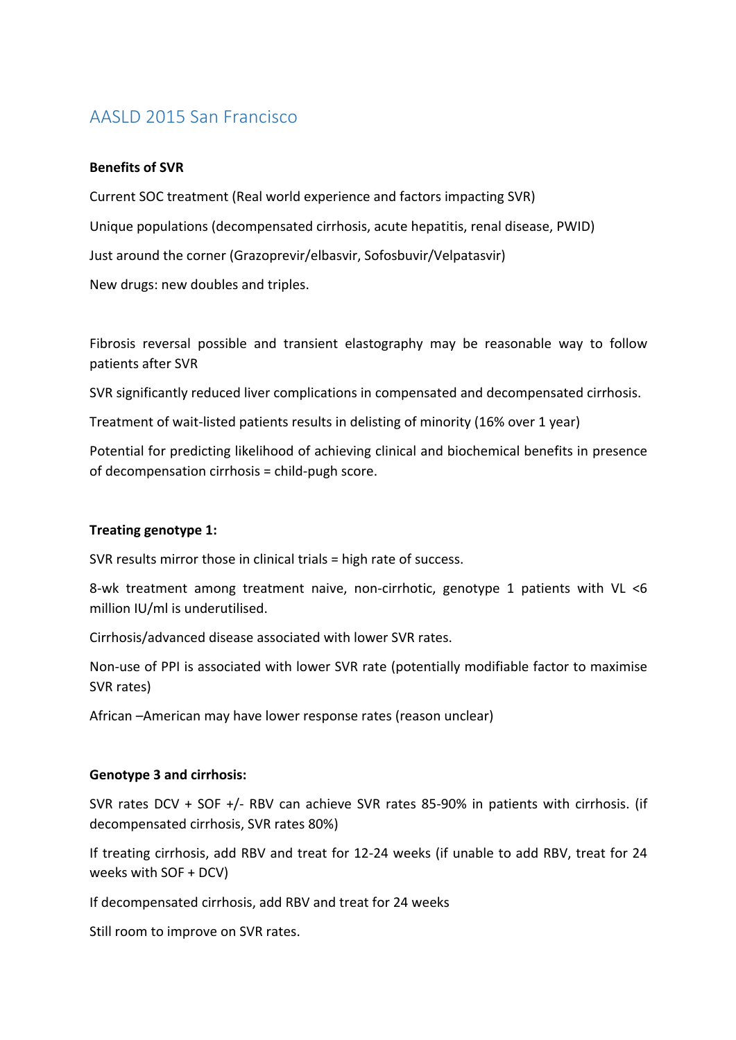# AASLD 2015 San Francisco

**Benefits of SVR**

Current SOC treatment (Real world experience and factors impacting SVR)

Unique populations (decompensated cirrhosis, acute hepatitis, renal disease, PWID)

Just around the corner (Grazoprevir/elbasvir, Sofosbuvir/Velpatasvir)

New drugs: new doubles and triples.

Fibrosis reversal possible and transient elastography may be reasonable way to follow patients after SVR

SVR significantly reduced liver complications in compensated and decompensated cirrhosis.

Treatment of wait-listed patients results in delisting of minority (16% over 1 year)

Potential for predicting likelihood of achieving clinical and biochemical benefits in presence of decompensation cirrhosis = child-pugh score.

**Treating genotype 1:**

SVR results mirror those in clinical trials = high rate of success.

8-wk treatment among treatment naive, non-cirrhotic, genotype 1 patients with VL <6 million IU/ml is underutilised.

Cirrhosis/advanced disease associated with lower SVR rates.

Non-use of PPI is associated with lower SVR rate (potentially modifiable factor to maximise SVR rates)

African –American may have lower response rates (reason unclear)

**Genotype 3 and cirrhosis:**

SVR rates DCV + SOF +/- RBV can achieve SVR rates 85-90% in patients with cirrhosis. (if decompensated cirrhosis, SVR rates 80%)

If treating cirrhosis, add RBV and treat for 12-24 weeks (if unable to add RBV, treat for 24 weeks with SOF + DCV)

If decompensated cirrhosis, add RBV and treat for 24 weeks

Still room to improve on SVR rates.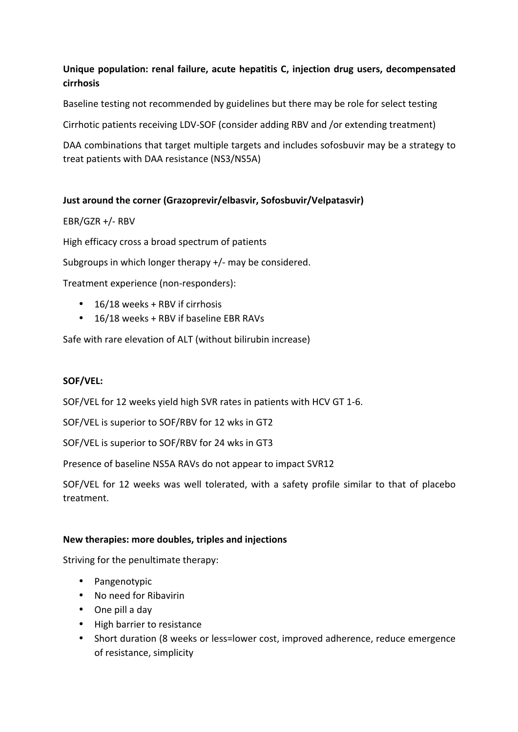**Unique population: renal failure, acute hepatitis C, injection drug users, decompensated cirrhosis**

Baseline testing not recommended by guidelines but there may be role for select testing

Cirrhotic patients receiving LDV-SOF (consider adding RBV and /or extending treatment)

DAA combinations that target multiple targets and includes sofosbuvir may be a strategy to treat patients with DAA resistance (NS3/NS5A)

**Just around the corner (Grazoprevir/elbasvir, Sofosbuvir/Velpatasvir)**

EBR/GZR +/- RBV

High efficacy cross a broad spectrum of patients

Subgroups in which longer therapy +/- may be considered.

Treatment experience (non-responders):

- 16/18 weeks + RBV if cirrhosis
- 16/18 weeks + RBV if baseline EBR RAVs

Safe with rare elevation of ALT (without bilirubin increase)

**SOF/VEL:**

SOF/VEL for 12 weeks yield high SVR rates in patients with HCV GT 1-6.

SOF/VEL is superior to SOF/RBV for 12 wks in GT2

SOF/VEL is superior to SOF/RBV for 24 wks in GT3

Presence of baseline NS5A RAVs do not appear to impact SVR12

SOF/VEL for 12 weeks was well tolerated, with a safety profile similar to that of placebo treatment.

**New therapies: more doubles, triples and injections**

Striving for the penultimate therapy:

- Pangenotypic
- No need for Ribavirin
- One pill a day
- High barrier to resistance
- Short duration (8 weeks or less=lower cost, improved adherence, reduce emergence of resistance, simplicity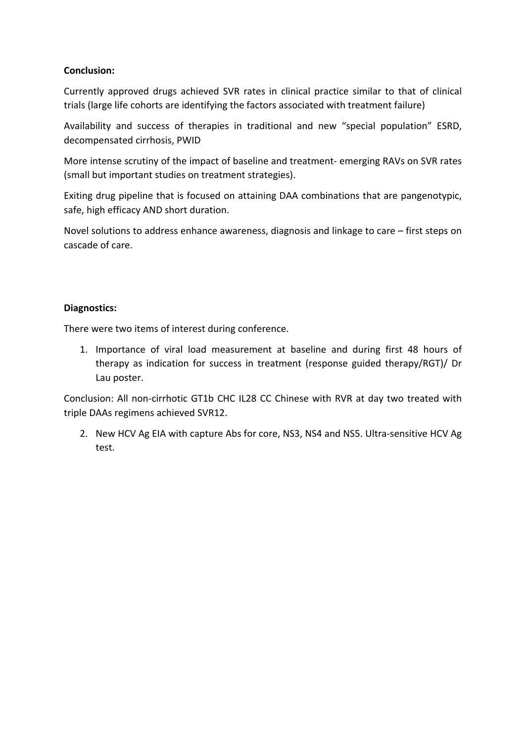**Conclusion:**

Currently approved drugs achieved SVR rates in clinical practice similar to that of clinical trials (large life cohorts are identifying the factors associated with treatment failure)

Availability and success of therapies in traditional and new "special population" ESRD, decompensated cirrhosis, PWID

More intense scrutiny of the impact of baseline and treatment- emerging RAVs on SVR rates (small but important studies on treatment strategies).

Exiting drug pipeline that is focused on attaining DAA combinations that are pangenotypic, safe, high efficacy AND short duration.

Novel solutions to address enhance awareness, diagnosis and linkage to care – first steps on cascade of care.

**Diagnostics:**

There were two items of interest during conference.

1. Importance of viral load measurement at baseline and during first 48 hours of therapy as indication for success in treatment (response guided therapy/RGT)/ Dr Lau poster.

Conclusion: All non-cirrhotic GT1b CHC IL28 CC Chinese with RVR at day two treated with triple DAAs regimens achieved SVR12.

2. New HCV Ag EIA with capture Abs for core, NS3, NS4 and NS5. Ultra-sensitive HCV Ag test.